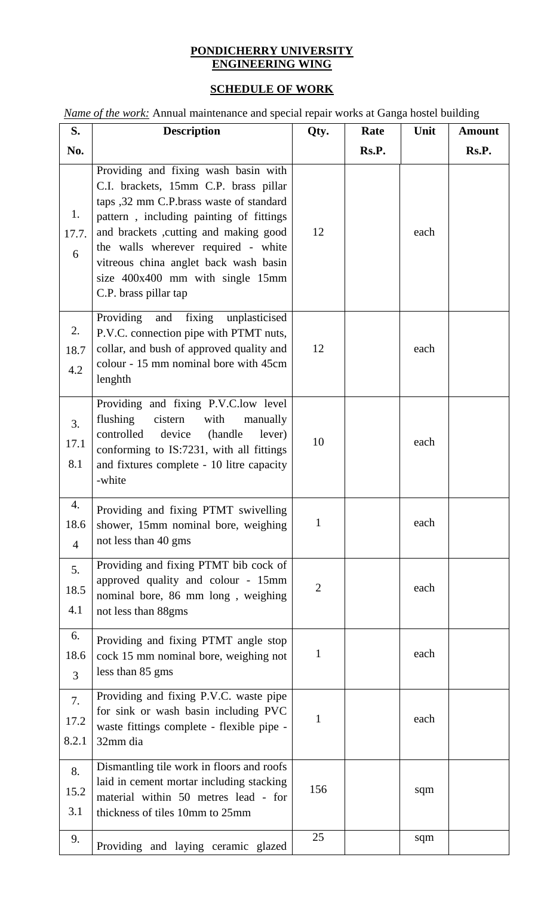**PONDICHERRY UNIVERSITY**
**ENGINEERING WING**

**SCHEDULE OF WORK**

*Name of the work:* Annual maintenance and special repair works at Ganga hostel building

| S. No. | Description | Qty. | Rate Rs.P. | Unit | Amount Rs.P. |
|---|---|---|---|---|---|
| 1. 17.7.6 | Providing and fixing wash basin with C.I. brackets, 15mm C.P. brass pillar taps ,32 mm C.P.brass waste of standard pattern , including painting of fittings and brackets ,cutting and making good the walls wherever required - white vitreous china anglet back wash basin size 400x400 mm with single 15mm C.P. brass pillar tap | 12 | | each | |
| 2. 18.74.2 | Providing and fixing unplasticised P.V.C. connection pipe with PTMT nuts, collar, and bush of approved quality and colour - 15 mm nominal bore with 45cm lenghth | 12 | | each | |
| 3. 17.18.1 | Providing and fixing P.V.C.low level flushing cistern with manually controlled device (handle lever) conforming to IS:7231, with all fittings and fixtures complete - 10 litre capacity -white | 10 | | each | |
| 4. 18.64 | Providing and fixing PTMT swivelling shower, 15mm nominal bore, weighing not less than 40 gms | 1 | | each | |
| 5. 18.54.1 | Providing and fixing PTMT bib cock of approved quality and colour - 15mm nominal bore, 86 mm long , weighing not less than 88gms | 2 | | each | |
| 6. 18.63 | Providing and fixing PTMT angle stop cock 15 mm nominal bore, weighing not less than 85 gms | 1 | | each | |
| 7. 17.28.2.1 | Providing and fixing P.V.C. waste pipe for sink or wash basin including PVC waste fittings complete - flexible pipe - 32mm dia | 1 | | each | |
| 8. 15.23.1 | Dismantling tile work in floors and roofs laid in cement mortar including stacking material within 50 metres lead - for thickness of tiles 10mm to 25mm | 156 | | sqm | |
| 9. | Providing and laying ceramic glazed | 25 | | sqm | |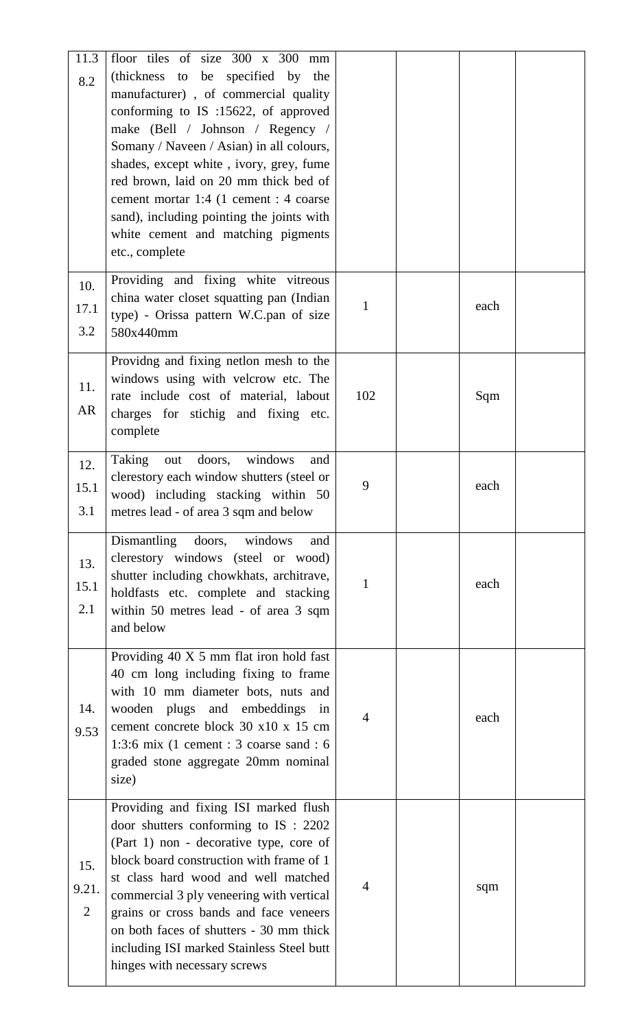| | | | | | |
|---|---|---|---|---|---|
| 11.3 8.2 | floor tiles of size 300 x 300 mm (thickness to be specified by the manufacturer) , of commercial quality conforming to IS :15622, of approved make (Bell / Johnson / Regency / Somany / Naveen / Asian) in all colours, shades, except white , ivory, grey, fume red brown, laid on 20 mm thick bed of cement mortar 1:4 (1 cement : 4 coarse sand), including pointing the joints with white cement and matching pigments etc., complete | | | | |
| 10. 17.1 3.2 | Providing and fixing white vitreous china water closet squatting pan (Indian type) - Orissa pattern W.C.pan of size 580x440mm | 1 | | each | |
| 11. AR | Providng and fixing netlon mesh to the windows using with velcrow etc. The rate include cost of material, labout charges for stichig and fixing etc. complete | 102 | | Sqm | |
| 12. 15.1 3.1 | Taking out doors, windows and clerestory each window shutters (steel or wood) including stacking within 50 metres lead - of area 3 sqm and below | 9 | | each | |
| 13. 15.1 2.1 | Dismantling doors, windows and clerestory windows (steel or wood) shutter including chowkhats, architrave, holdfasts etc. complete and stacking within 50 metres lead - of area 3 sqm and below | 1 | | each | |
| 14. 9.53 | Providing 40 X 5 mm flat iron hold fast 40 cm long including fixing to frame with 10 mm diameter bots, nuts and wooden plugs and embeddings in cement concrete block 30 x10 x 15 cm 1:3:6 mix (1 cement : 3 coarse sand : 6 graded stone aggregate 20mm nominal size) | 4 | | each | |
| 15. 9.21. 2 | Providing and fixing ISI marked flush door shutters conforming to IS : 2202 (Part 1) non - decorative type, core of block board construction with frame of 1 st class hard wood and well matched commercial 3 ply veneering with vertical grains or cross bands and face veneers on both faces of shutters - 30 mm thick including ISI marked Stainless Steel butt hinges with necessary screws | 4 | | sqm | |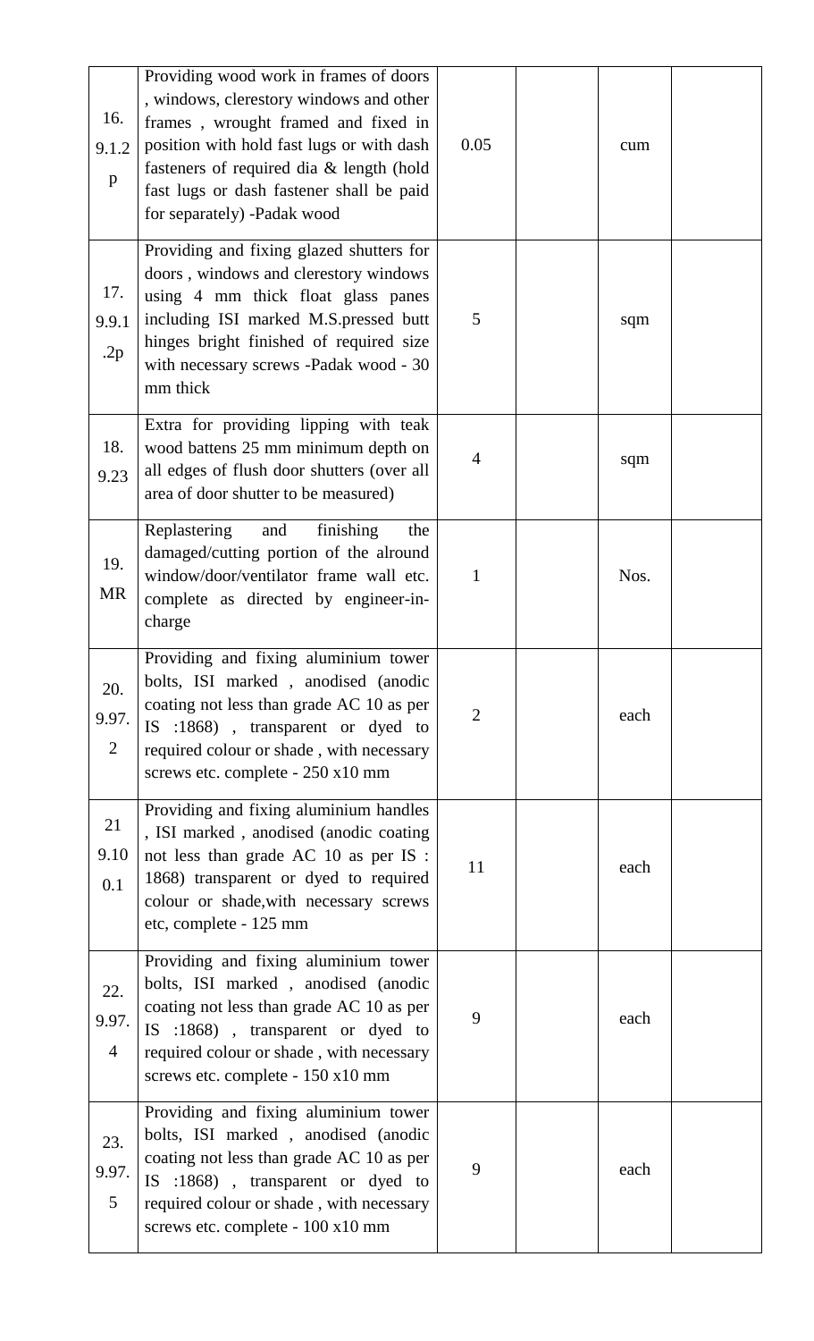| 16. 9.1.2 p | Providing wood work in frames of doors , windows, clerestory windows and other frames , wrought framed and fixed in position with hold fast lugs or with dash fasteners of required dia & length (hold fast lugs or dash fastener shall be paid for separately) -Padak wood | 0.05 | | cum | |
|---|---|---|---|---|---|
| 17. 9.9.1 .2p | Providing and fixing glazed shutters for doors , windows and clerestory windows using 4 mm thick float glass panes including ISI marked M.S.pressed butt hinges bright finished of required size with necessary screws -Padak wood - 30 mm thick | 5 | | sqm | |
| 18. 9.23 | Extra for providing lipping with teak wood battens 25 mm minimum depth on all edges of flush door shutters (over all area of door shutter to be measured) | 4 | | sqm | |
| 19. MR | Replastering and finishing the damaged/cutting portion of the alround window/door/ventilator frame wall etc. complete as directed by engineer-in-charge | 1 | | Nos. | |
| 20. 9.97. 2 | Providing and fixing aluminium tower bolts, ISI marked , anodised (anodic coating not less than grade AC 10 as per IS :1868) , transparent or dyed to required colour or shade , with necessary screws etc. complete - 250 x10 mm | 2 | | each | |
| 21 9.10 0.1 | Providing and fixing aluminium handles , ISI marked , anodised (anodic coating not less than grade AC 10 as per IS : 1868) transparent or dyed to required colour or shade,with necessary screws etc, complete - 125 mm | 11 | | each | |
| 22. 9.97. 4 | Providing and fixing aluminium tower bolts, ISI marked , anodised (anodic coating not less than grade AC 10 as per IS :1868) , transparent or dyed to required colour or shade , with necessary screws etc. complete - 150 x10 mm | 9 | | each | |
| 23. 9.97. 5 | Providing and fixing aluminium tower bolts, ISI marked , anodised (anodic coating not less than grade AC 10 as per IS :1868) , transparent or dyed to required colour or shade , with necessary screws etc. complete - 100 x10 mm | 9 | | each | |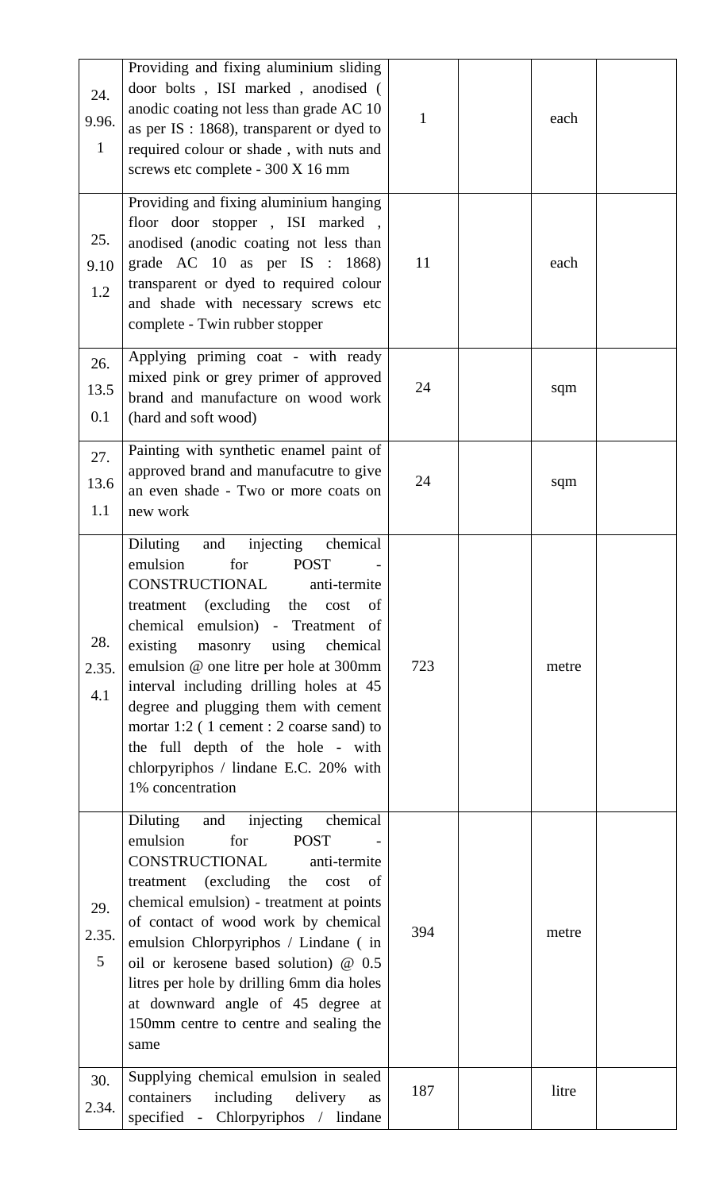| | | | | | |
|---|---|---|---|---|---|
| 24.<br>9.96.<br>1 | Providing and fixing aluminium sliding door bolts , ISI marked , anodised ( anodic coating not less than grade AC 10 as per IS : 1868), transparent or dyed to required colour or shade , with nuts and screws etc complete - 300 X 16 mm | 1 | | each | |
| 25.<br>9.10<br>1.2 | Providing and fixing aluminium hanging floor door stopper , ISI marked , anodised (anodic coating not less than grade AC 10 as per IS : 1868) transparent or dyed to required colour and shade with necessary screws etc complete - Twin rubber stopper | 11 | | each | |
| 26.<br>13.5<br>0.1 | Applying priming coat - with ready mixed pink or grey primer of approved brand and manufacture on wood work (hard and soft wood) | 24 | | sqm | |
| 27.<br>13.6<br>1.1 | Painting with synthetic enamel paint of approved brand and manufacutre to give an even shade - Two or more coats on new work | 24 | | sqm | |
| 28.<br>2.35.<br>4.1 | Diluting and injecting chemical emulsion for POST - CONSTRUCTIONAL anti-termite treatment (excluding the cost of chemical emulsion) - Treatment of existing masonry using chemical emulsion @ one litre per hole at 300mm interval including drilling holes at 45 degree and plugging them with cement mortar 1:2 ( 1 cement : 2 coarse sand) to the full depth of the hole - with chlorpyriphos / lindane E.C. 20% with 1% concentration | 723 | | metre | |
| 29.<br>2.35.<br>5 | Diluting and injecting chemical emulsion for POST - CONSTRUCTIONAL anti-termite treatment (excluding the cost of chemical emulsion) - treatment at points of contact of wood work by chemical emulsion Chlorpyriphos / Lindane ( in oil or kerosene based solution) @ 0.5 litres per hole by drilling 6mm dia holes at downward angle of 45 degree at 150mm centre to centre and sealing the same | 394 | | metre | |
| 30.<br>2.34. | Supplying chemical emulsion in sealed containers including delivery as specified - Chlorpyriphos / lindane | 187 | | litre | |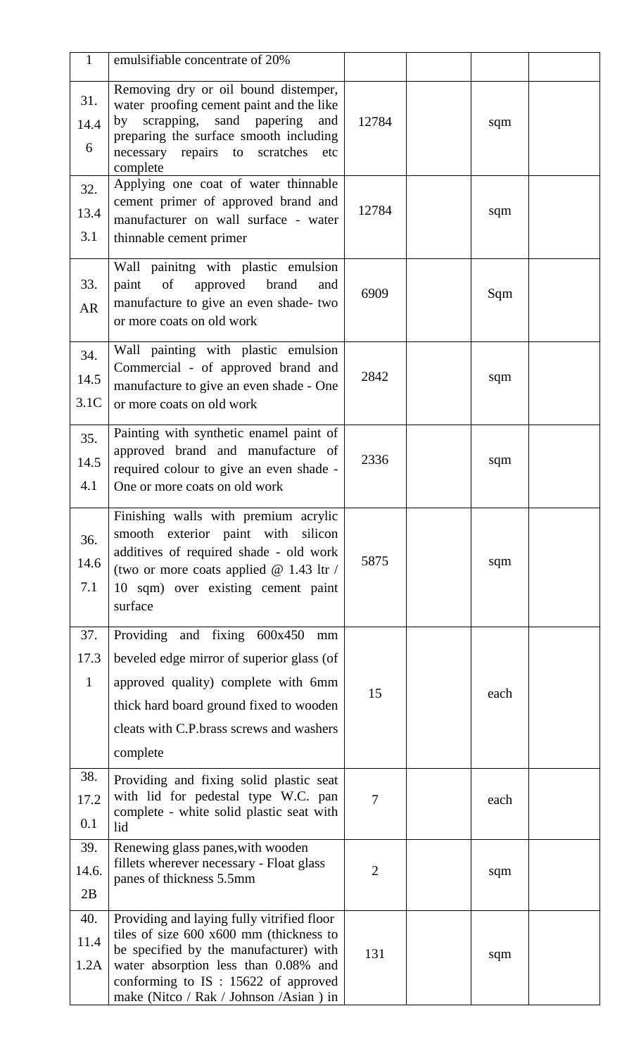| 1 | emulsifiable concentrate of 20% | | | | |
|---|---|---|---|---|---|
| 31. 14.4 6 | Removing dry or oil bound distemper, water proofing cement paint and the like by scrapping, sand papering and preparing the surface smooth including necessary repairs to scratches etc complete | 12784 | | sqm | |
| 32. 13.4 3.1 | Applying one coat of water thinnable cement primer of approved brand and manufacturer on wall surface - water thinnable cement primer | 12784 | | sqm | |
| 33. AR | Wall painitng with plastic emulsion paint of approved brand and manufacture to give an even shade- two or more coats on old work | 6909 | | Sqm | |
| 34. 14.5 3.1C | Wall painting with plastic emulsion Commercial - of approved brand and manufacture to give an even shade - One or more coats on old work | 2842 | | sqm | |
| 35. 14.5 4.1 | Painting with synthetic enamel paint of approved brand and manufacture of required colour to give an even shade - One or more coats on old work | 2336 | | sqm | |
| 36. 14.6 7.1 | Finishing walls with premium acrylic smooth exterior paint with silicon additives of required shade - old work (two or more coats applied @ 1.43 ltr / 10 sqm) over existing cement paint surface | 5875 | | sqm | |
| 37. 17.3 1 | Providing and fixing 600x450 mm beveled edge mirror of superior glass (of approved quality) complete with 6mm thick hard board ground fixed to wooden cleats with C.P.brass screws and washers complete | 15 | | each | |
| 38. 17.2 0.1 | Providing and fixing solid plastic seat with lid for pedestal type W.C. pan complete - white solid plastic seat with lid | 7 | | each | |
| 39. 14.6. 2B | Renewing glass panes,with wooden fillets wherever necessary - Float glass panes of thickness 5.5mm | 2 | | sqm | |
| 40. 11.4 1.2A | Providing and laying fully vitrified floor tiles of size 600 x600 mm (thickness to be specified by the manufacturer) with water absorption less than 0.08% and conforming to IS : 15622 of approved make (Nitco / Rak / Johnson /Asian ) in | 131 | | sqm | |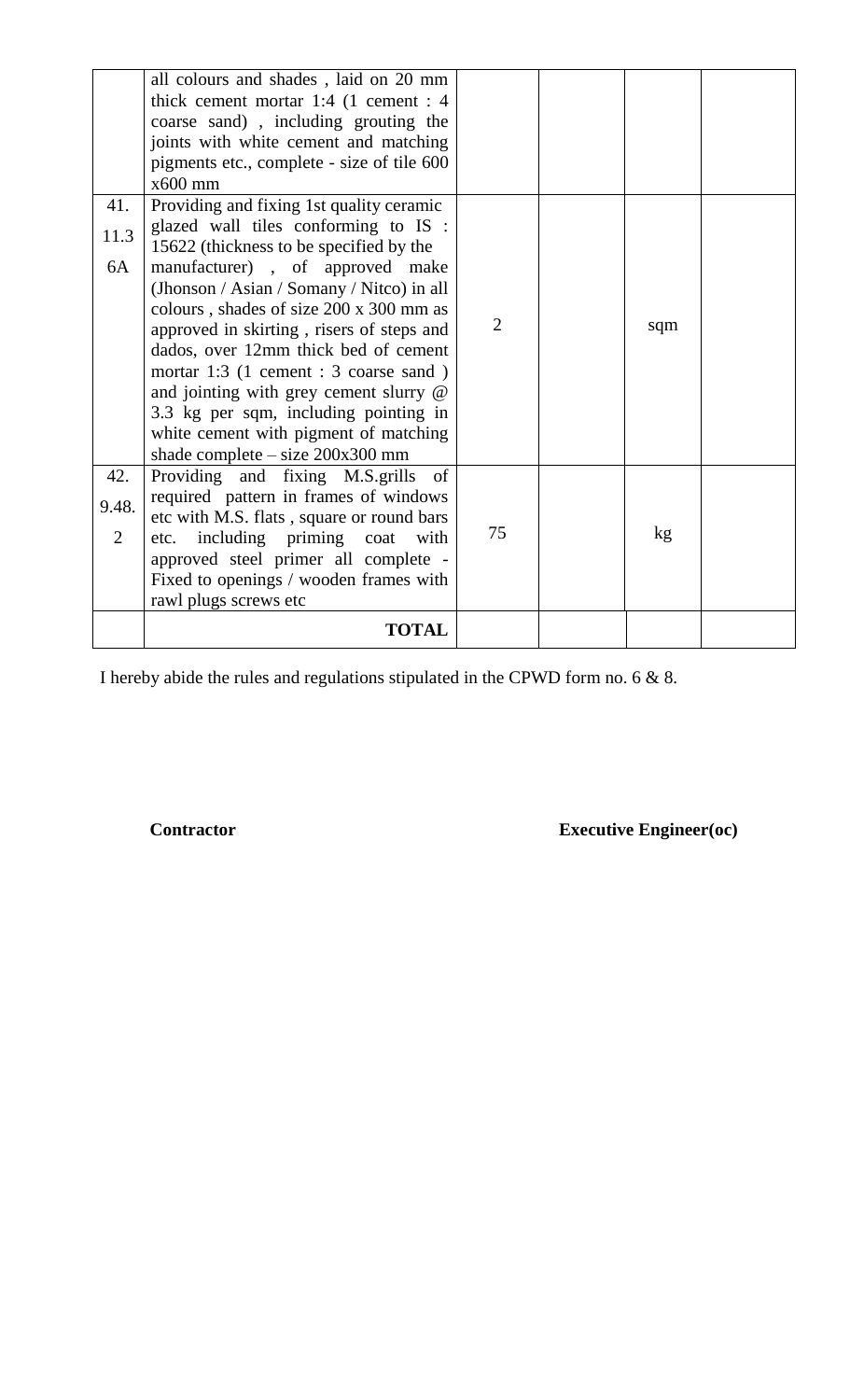| | | | | | |
|---|---|---|---|---|---|
| | all colours and shades , laid on 20 mm thick cement mortar 1:4 (1 cement : 4 coarse sand) , including grouting the joints with white cement and matching pigments etc., complete - size of tile 600 x600 mm | | | | |
| 41. 11.3 6A | Providing and fixing 1st quality ceramic glazed wall tiles conforming to IS : 15622 (thickness to be specified by the manufacturer) , of approved make (Jhonson / Asian / Somany / Nitco) in all colours , shades of size 200 x 300 mm as approved in skirting , risers of steps and dados, over 12mm thick bed of cement mortar 1:3 (1 cement : 3 coarse sand ) and jointing with grey cement slurry @ 3.3 kg per sqm, including pointing in white cement with pigment of matching shade complete – size 200x300 mm | 2 | | sqm | |
| 42. 9.48. 2 | Providing and fixing M.S.grills of required pattern in frames of windows etc with M.S. flats , square or round bars etc. including priming coat with approved steel primer all complete - Fixed to openings / wooden frames with rawl plugs screws etc | 75 | | kg | |
| | **TOTAL** | | | | |

I hereby abide the rules and regulations stipulated in the CPWD form no. 6 & 8.

**Contractor** **Executive Engineer(oc)**